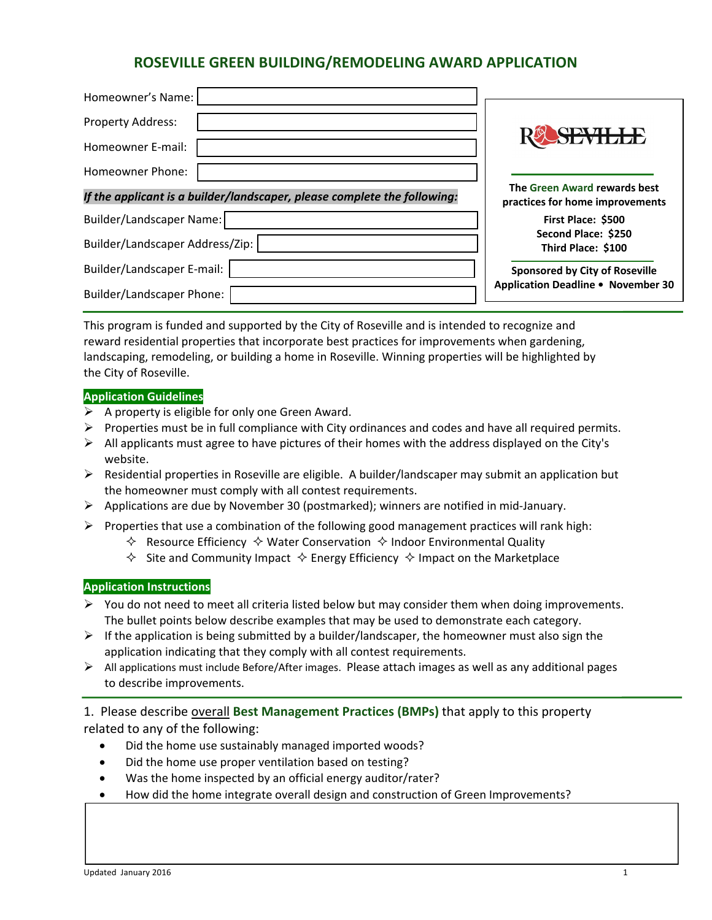# ROSEVILLE GREEN BUILDING/REMODELING AWARD APPLICATION

Homeowner's Name:

Property Address:

Homeowner E-mail:

Homeowner Phone:

***If the applicant is a builder/landscaper, please complete the following:***

Builder/Landscaper Name:

Builder/Landscaper Address/Zip:

Builder/Landscaper E-mail:

Builder/Landscaper Phone:

ROSEVILLE

**The Green Award rewards best practices for home improvements**

**First Place: $500**
**Second Place: $250**
**Third Place: $100**

**Sponsored by City of Roseville**
**Application Deadline • November 30**

This program is funded and supported by the City of Roseville and is intended to recognize and reward residential properties that incorporate best practices for improvements when gardening, landscaping, remodeling, or building a home in Roseville. Winning properties will be highlighted by the City of Roseville.

**Application Guidelines**

- A property is eligible for only one Green Award.
- Properties must be in full compliance with City ordinances and codes and have all required permits.
- All applicants must agree to have pictures of their homes with the address displayed on the City's website.
- Residential properties in Roseville are eligible. A builder/landscaper may submit an application but the homeowner must comply with all contest requirements.
- Applications are due by November 30 (postmarked); winners are notified in mid-January.
- Properties that use a combination of the following good management practices will rank high:
  - Resource Efficiency ✧ Water Conservation ✧ Indoor Environmental Quality
  - Site and Community Impact ✧ Energy Efficiency ✧ Impact on the Marketplace

**Application Instructions**

- You do not need to meet all criteria listed below but may consider them when doing improvements. The bullet points below describe examples that may be used to demonstrate each category.
- If the application is being submitted by a builder/landscaper, the homeowner must also sign the application indicating that they comply with all contest requirements.
- All applications must include Before/After images. Please attach images as well as any additional pages to describe improvements.

1. Please describe overall **Best Management Practices (BMPs)** that apply to this property related to any of the following:
   - Did the home use sustainably managed imported woods?
   - Did the home use proper ventilation based on testing?
   - Was the home inspected by an official energy auditor/rater?
   - How did the home integrate overall design and construction of Green Improvements?

Updated January 2016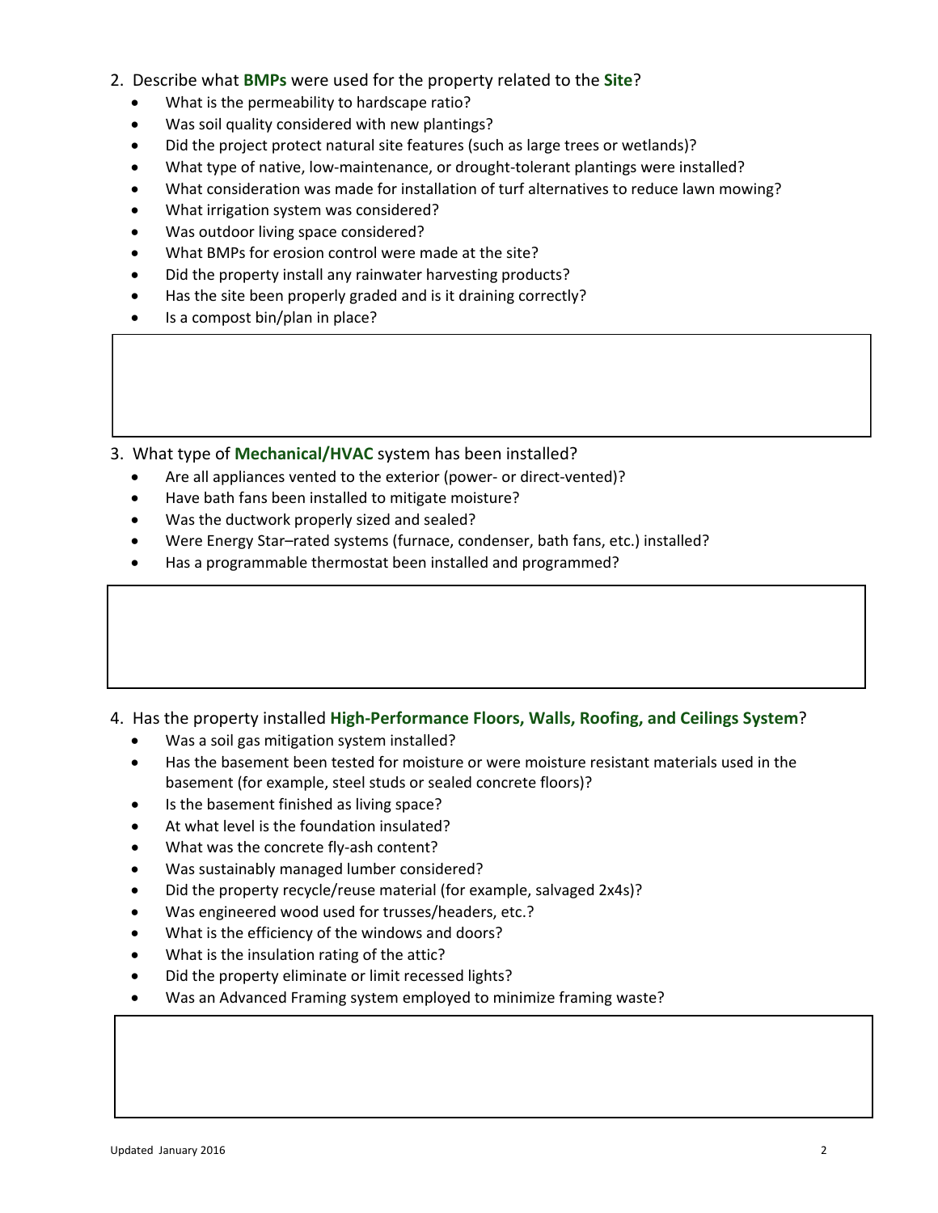2. Describe what **BMPs** were used for the property related to the **Site**?
   - What is the permeability to hardscape ratio?
   - Was soil quality considered with new plantings?
   - Did the project protect natural site features (such as large trees or wetlands)?
   - What type of native, low-maintenance, or drought-tolerant plantings were installed?
   - What consideration was made for installation of turf alternatives to reduce lawn mowing?
   - What irrigation system was considered?
   - Was outdoor living space considered?
   - What BMPs for erosion control were made at the site?
   - Did the property install any rainwater harvesting products?
   - Has the site been properly graded and is it draining correctly?
   - Is a compost bin/plan in place?

3. What type of **Mechanical/HVAC** system has been installed?
   - Are all appliances vented to the exterior (power- or direct-vented)?
   - Have bath fans been installed to mitigate moisture?
   - Was the ductwork properly sized and sealed?
   - Were Energy Star–rated systems (furnace, condenser, bath fans, etc.) installed?
   - Has a programmable thermostat been installed and programmed?

4. Has the property installed **High-Performance Floors, Walls, Roofing, and Ceilings System**?
   - Was a soil gas mitigation system installed?
   - Has the basement been tested for moisture or were moisture resistant materials used in the basement (for example, steel studs or sealed concrete floors)?
   - Is the basement finished as living space?
   - At what level is the foundation insulated?
   - What was the concrete fly-ash content?
   - Was sustainably managed lumber considered?
   - Did the property recycle/reuse material (for example, salvaged 2x4s)?
   - Was engineered wood used for trusses/headers, etc.?
   - What is the efficiency of the windows and doors?
   - What is the insulation rating of the attic?
   - Did the property eliminate or limit recessed lights?
   - Was an Advanced Framing system employed to minimize framing waste?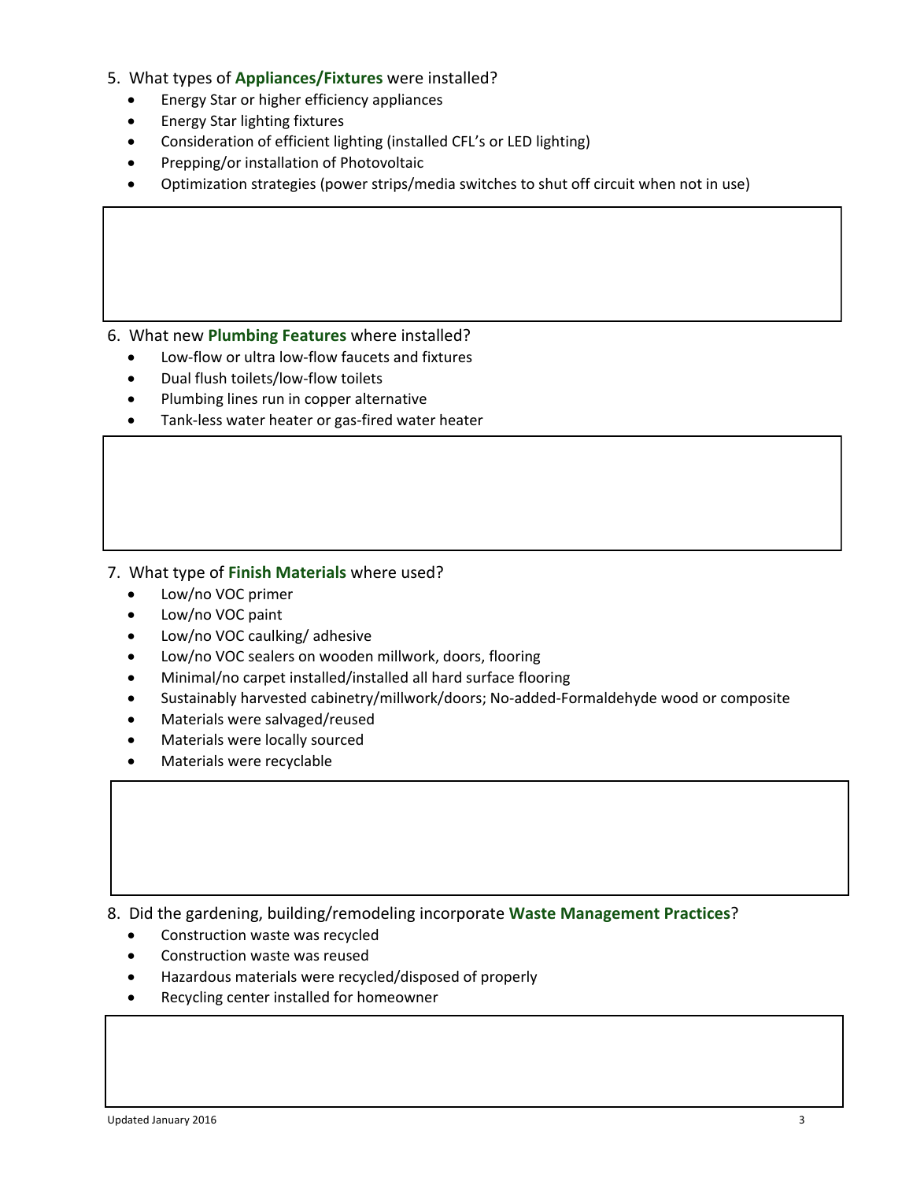5. What types of **Appliances/Fixtures** were installed?
    - Energy Star or higher efficiency appliances
    - Energy Star lighting fixtures
    - Consideration of efficient lighting (installed CFL's or LED lighting)
    - Prepping/or installation of Photovoltaic
    - Optimization strategies (power strips/media switches to shut off circuit when not in use)

6. What new **Plumbing Features** where installed?
    - Low-flow or ultra low-flow faucets and fixtures
    - Dual flush toilets/low-flow toilets
    - Plumbing lines run in copper alternative
    - Tank-less water heater or gas-fired water heater

7. What type of **Finish Materials** where used?
    - Low/no VOC primer
    - Low/no VOC paint
    - Low/no VOC caulking/ adhesive
    - Low/no VOC sealers on wooden millwork, doors, flooring
    - Minimal/no carpet installed/installed all hard surface flooring
    - Sustainably harvested cabinetry/millwork/doors; No-added-Formaldehyde wood or composite
    - Materials were salvaged/reused
    - Materials were locally sourced
    - Materials were recyclable

8. Did the gardening, building/remodeling incorporate **Waste Management Practices**?
    - Construction waste was recycled
    - Construction waste was reused
    - Hazardous materials were recycled/disposed of properly
    - Recycling center installed for homeowner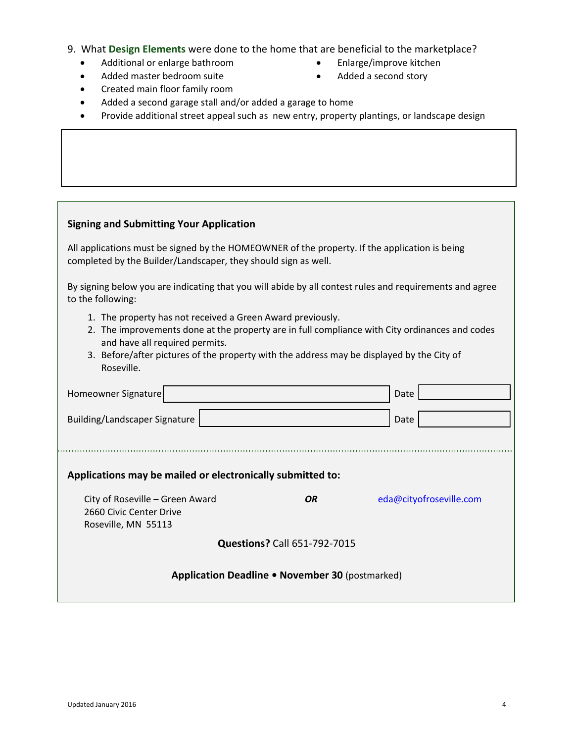9. What **Design Elements** were done to the home that are beneficial to the marketplace?
   - Additional or enlarge bathroom
   - Enlarge/improve kitchen
   - Added master bedroom suite
   - Added a second story
   - Created main floor family room
   - Added a second garage stall and/or added a garage to home
   - Provide additional street appeal such as new entry, property plantings, or landscape design

### Signing and Submitting Your Application

All applications must be signed by the HOMEOWNER of the property. If the application is being completed by the Builder/Landscaper, they should sign as well.

By signing below you are indicating that you will abide by all contest rules and requirements and agree to the following:

1. The property has not received a Green Award previously.
2. The improvements done at the property are in full compliance with City ordinances and codes and have all required permits.
3. Before/after pictures of the property with the address may be displayed by the City of Roseville.

Homeowner Signature ____________________ Date ________

Building/Landscaper Signature ____________________ Date ________

**Applications may be mailed or electronically submitted to:**

City of Roseville – Green Award
2660 Civic Center Drive
Roseville, MN 55113

***OR***

eda@cityofroseville.com

**Questions?** Call 651-792-7015

**Application Deadline • November 30** (postmarked)

Updated January 2016